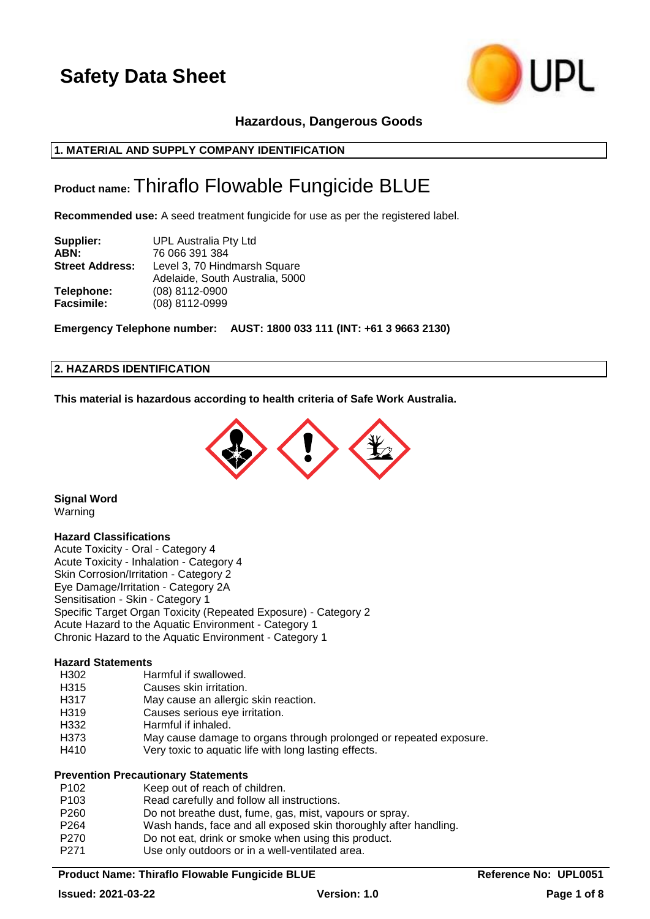# Safety Data Sheet

**Hazardous, Dangerous Goods**

## 1. MATERIAL AND SUPPLY COMPANY IDENTIFICATION

**Product name:** Thiraflo Flowable Fungicide BLUE

**Recommended use:** A seed treatment fungicide for use as per the registered label.

| | |
|---|---|
| **Supplier:** | UPL Australia Pty Ltd |
| **ABN:** | 76 066 391 384 |
| **Street Address:** | Level 3, 70 Hindmarsh Square<br>Adelaide, South Australia, 5000 |
| **Telephone:** | (08) 8112-0900 |
| **Facsimile:** | (08) 8112-0999 |

**Emergency Telephone number: AUST: 1800 033 111 (INT: +61 3 9663 2130)**

## 2. HAZARDS IDENTIFICATION

**This material is hazardous according to health criteria of Safe Work Australia.**

**Signal Word**

Warning

**Hazard Classifications**

Acute Toxicity - Oral - Category 4
Acute Toxicity - Inhalation - Category 4
Skin Corrosion/Irritation - Category 2
Eye Damage/Irritation - Category 2A
Sensitisation - Skin - Category 1
Specific Target Organ Toxicity (Repeated Exposure) - Category 2
Acute Hazard to the Aquatic Environment - Category 1
Chronic Hazard to the Aquatic Environment - Category 1

**Hazard Statements**

| | |
|---|---|
| H302 | Harmful if swallowed. |
| H315 | Causes skin irritation. |
| H317 | May cause an allergic skin reaction. |
| H319 | Causes serious eye irritation. |
| H332 | Harmful if inhaled. |
| H373 | May cause damage to organs through prolonged or repeated exposure. |
| H410 | Very toxic to aquatic life with long lasting effects. |

**Prevention Precautionary Statements**

| | |
|---|---|
| P102 | Keep out of reach of children. |
| P103 | Read carefully and follow all instructions. |
| P260 | Do not breathe dust, fume, gas, mist, vapours or spray. |
| P264 | Wash hands, face and all exposed skin thoroughly after handling. |
| P270 | Do not eat, drink or smoke when using this product. |
| P271 | Use only outdoors or in a well-ventilated area. |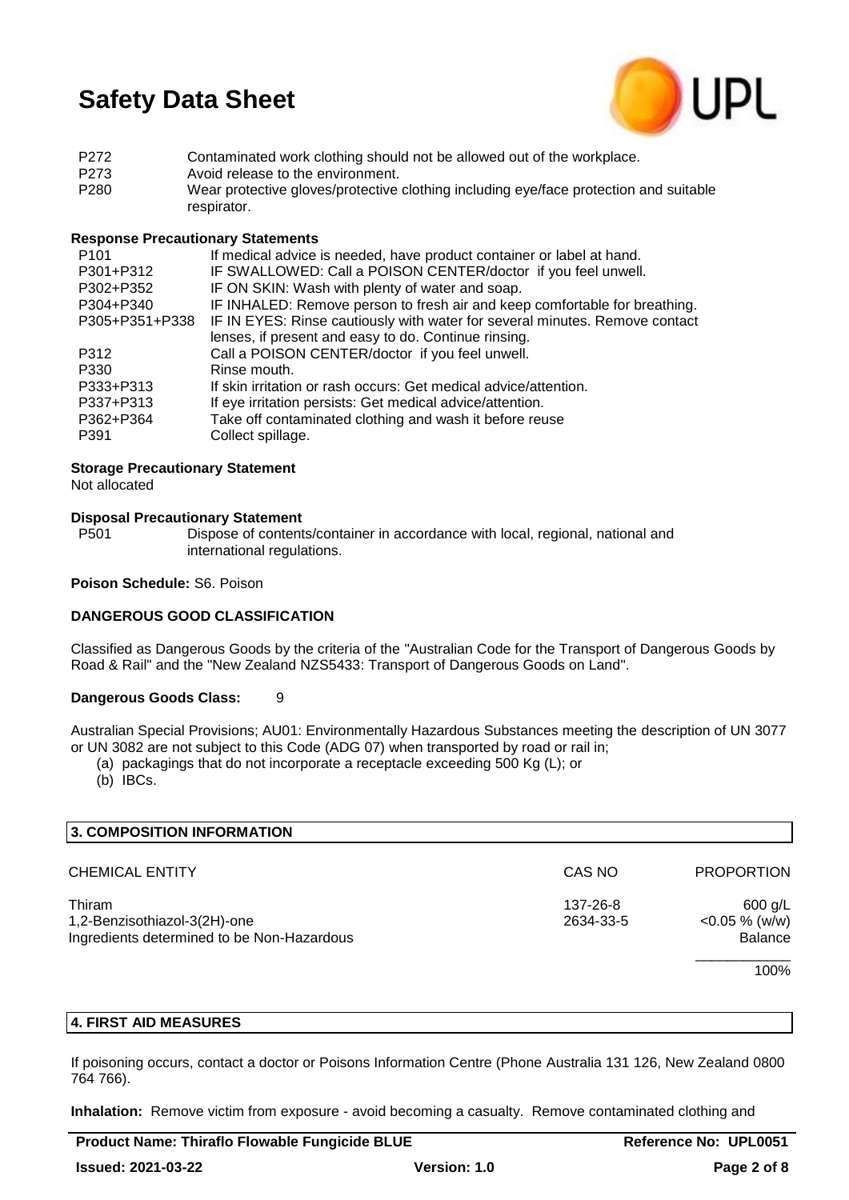| | |
|---|---|
| P272 | Contaminated work clothing should not be allowed out of the workplace. |
| P273 | Avoid release to the environment. |
| P280 | Wear protective gloves/protective clothing including eye/face protection and suitable respirator. |

**Response Precautionary Statements**

| | |
|---|---|
| P101 | If medical advice is needed, have product container or label at hand. |
| P301+P312 | IF SWALLOWED: Call a POISON CENTER/doctor if you feel unwell. |
| P302+P352 | IF ON SKIN: Wash with plenty of water and soap. |
| P304+P340 | IF INHALED: Remove person to fresh air and keep comfortable for breathing. |
| P305+P351+P338 | IF IN EYES: Rinse cautiously with water for several minutes. Remove contact lenses, if present and easy to do. Continue rinsing. |
| P312 | Call a POISON CENTER/doctor if you feel unwell. |
| P330 | Rinse mouth. |
| P333+P313 | If skin irritation or rash occurs: Get medical advice/attention. |
| P337+P313 | If eye irritation persists: Get medical advice/attention. |
| P362+P364 | Take off contaminated clothing and wash it before reuse |
| P391 | Collect spillage. |

**Storage Precautionary Statement**

Not allocated

**Disposal Precautionary Statement**

| | |
|---|---|
| P501 | Dispose of contents/container in accordance with local, regional, national and international regulations. |

**Poison Schedule:** S6. Poison

**DANGEROUS GOOD CLASSIFICATION**

Classified as Dangerous Goods by the criteria of the "Australian Code for the Transport of Dangerous Goods by Road & Rail" and the "New Zealand NZS5433: Transport of Dangerous Goods on Land".

**Dangerous Goods Class:** 9

Australian Special Provisions; AU01: Environmentally Hazardous Substances meeting the description of UN 3077 or UN 3082 are not subject to this Code (ADG 07) when transported by road or rail in;

(a) packagings that do not incorporate a receptacle exceeding 500 Kg (L); or
(b) IBCs.

## 3. COMPOSITION INFORMATION

| CHEMICAL ENTITY | CAS NO | PROPORTION |
|---|---|---|
| Thiram | 137-26-8 | 600 g/L |
| 1,2-Benzisothiazol-3(2H)-one | 2634-33-5 | <0.05 % (w/w) |
| Ingredients determined to be Non-Hazardous | | Balance |
| | | 100% |

## 4. FIRST AID MEASURES

If poisoning occurs, contact a doctor or Poisons Information Centre (Phone Australia 131 126, New Zealand 0800 764 766).

**Inhalation:** Remove victim from exposure - avoid becoming a casualty. Remove contaminated clothing and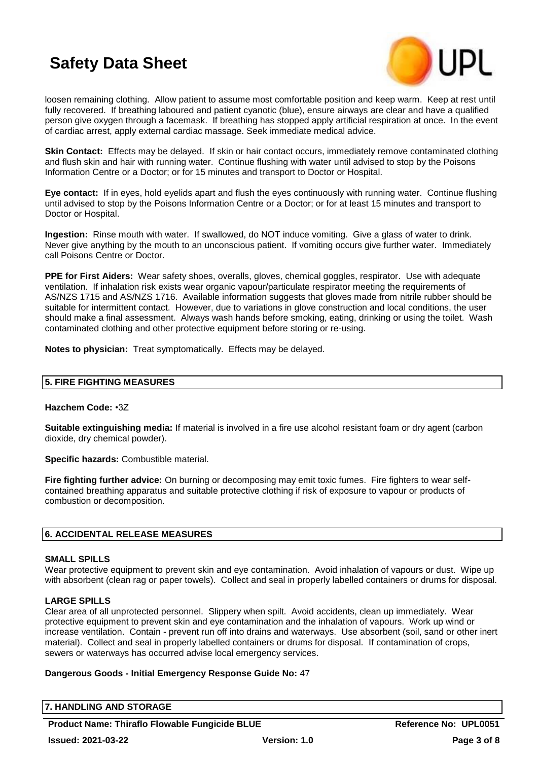loosen remaining clothing. Allow patient to assume most comfortable position and keep warm. Keep at rest until fully recovered. If breathing laboured and patient cyanotic (blue), ensure airways are clear and have a qualified person give oxygen through a facemask. If breathing has stopped apply artificial respiration at once. In the event of cardiac arrest, apply external cardiac massage. Seek immediate medical advice.

**Skin Contact:** Effects may be delayed. If skin or hair contact occurs, immediately remove contaminated clothing and flush skin and hair with running water. Continue flushing with water until advised to stop by the Poisons Information Centre or a Doctor; or for 15 minutes and transport to Doctor or Hospital.

**Eye contact:** If in eyes, hold eyelids apart and flush the eyes continuously with running water. Continue flushing until advised to stop by the Poisons Information Centre or a Doctor; or for at least 15 minutes and transport to Doctor or Hospital.

**Ingestion:** Rinse mouth with water. If swallowed, do NOT induce vomiting. Give a glass of water to drink. Never give anything by the mouth to an unconscious patient. If vomiting occurs give further water. Immediately call Poisons Centre or Doctor.

**PPE for First Aiders:** Wear safety shoes, overalls, gloves, chemical goggles, respirator. Use with adequate ventilation. If inhalation risk exists wear organic vapour/particulate respirator meeting the requirements of AS/NZS 1715 and AS/NZS 1716. Available information suggests that gloves made from nitrile rubber should be suitable for intermittent contact. However, due to variations in glove construction and local conditions, the user should make a final assessment. Always wash hands before smoking, eating, drinking or using the toilet. Wash contaminated clothing and other protective equipment before storing or re-using.

**Notes to physician:** Treat symptomatically. Effects may be delayed.

## 5. FIRE FIGHTING MEASURES

**Hazchem Code:** •3Z

**Suitable extinguishing media:** If material is involved in a fire use alcohol resistant foam or dry agent (carbon dioxide, dry chemical powder).

**Specific hazards:** Combustible material.

**Fire fighting further advice:** On burning or decomposing may emit toxic fumes. Fire fighters to wear self-contained breathing apparatus and suitable protective clothing if risk of exposure to vapour or products of combustion or decomposition.

## 6. ACCIDENTAL RELEASE MEASURES

### SMALL SPILLS

Wear protective equipment to prevent skin and eye contamination. Avoid inhalation of vapours or dust. Wipe up with absorbent (clean rag or paper towels). Collect and seal in properly labelled containers or drums for disposal.

### LARGE SPILLS

Clear area of all unprotected personnel. Slippery when spilt. Avoid accidents, clean up immediately. Wear protective equipment to prevent skin and eye contamination and the inhalation of vapours. Work up wind or increase ventilation. Contain - prevent run off into drains and waterways. Use absorbent (soil, sand or other inert material). Collect and seal in properly labelled containers or drums for disposal. If contamination of crops, sewers or waterways has occurred advise local emergency services.

**Dangerous Goods - Initial Emergency Response Guide No:** 47

## 7. HANDLING AND STORAGE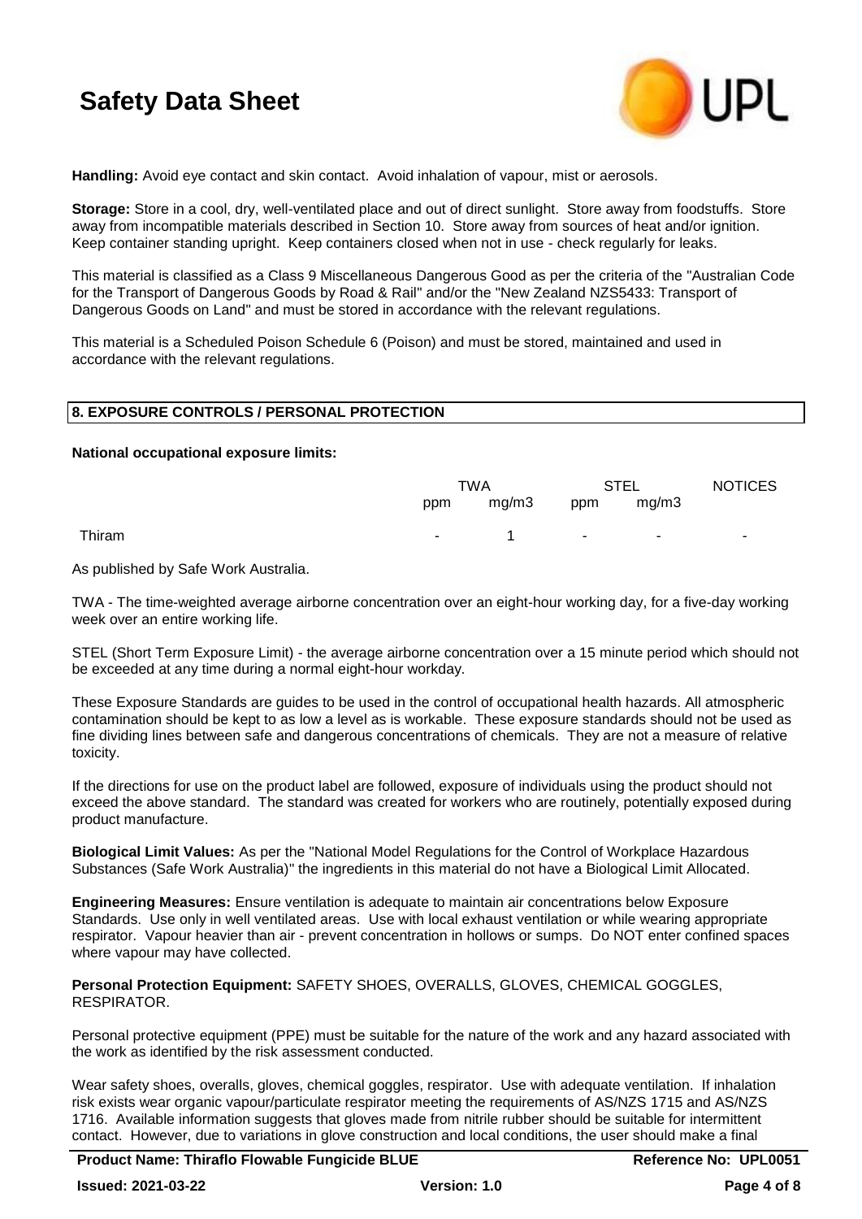**Handling:** Avoid eye contact and skin contact. Avoid inhalation of vapour, mist or aerosols.

**Storage:** Store in a cool, dry, well-ventilated place and out of direct sunlight. Store away from foodstuffs. Store away from incompatible materials described in Section 10. Store away from sources of heat and/or ignition. Keep container standing upright. Keep containers closed when not in use - check regularly for leaks.

This material is classified as a Class 9 Miscellaneous Dangerous Good as per the criteria of the "Australian Code for the Transport of Dangerous Goods by Road & Rail" and/or the "New Zealand NZS5433: Transport of Dangerous Goods on Land" and must be stored in accordance with the relevant regulations.

This material is a Scheduled Poison Schedule 6 (Poison) and must be stored, maintained and used in accordance with the relevant regulations.

## 8. EXPOSURE CONTROLS / PERSONAL PROTECTION

**National occupational exposure limits:**

| | TWA | | STEL | | NOTICES |
|---|---|---|---|---|---|
| | ppm | mg/m3 | ppm | mg/m3 | |
| Thiram | - | 1 | - | - | - |

As published by Safe Work Australia.

TWA - The time-weighted average airborne concentration over an eight-hour working day, for a five-day working week over an entire working life.

STEL (Short Term Exposure Limit) - the average airborne concentration over a 15 minute period which should not be exceeded at any time during a normal eight-hour workday.

These Exposure Standards are guides to be used in the control of occupational health hazards. All atmospheric contamination should be kept to as low a level as is workable. These exposure standards should not be used as fine dividing lines between safe and dangerous concentrations of chemicals. They are not a measure of relative toxicity.

If the directions for use on the product label are followed, exposure of individuals using the product should not exceed the above standard. The standard was created for workers who are routinely, potentially exposed during product manufacture.

**Biological Limit Values:** As per the "National Model Regulations for the Control of Workplace Hazardous Substances (Safe Work Australia)" the ingredients in this material do not have a Biological Limit Allocated.

**Engineering Measures:** Ensure ventilation is adequate to maintain air concentrations below Exposure Standards. Use only in well ventilated areas. Use with local exhaust ventilation or while wearing appropriate respirator. Vapour heavier than air - prevent concentration in hollows or sumps. Do NOT enter confined spaces where vapour may have collected.

**Personal Protection Equipment:** SAFETY SHOES, OVERALLS, GLOVES, CHEMICAL GOGGLES, RESPIRATOR.

Personal protective equipment (PPE) must be suitable for the nature of the work and any hazard associated with the work as identified by the risk assessment conducted.

Wear safety shoes, overalls, gloves, chemical goggles, respirator. Use with adequate ventilation. If inhalation risk exists wear organic vapour/particulate respirator meeting the requirements of AS/NZS 1715 and AS/NZS 1716. Available information suggests that gloves made from nitrile rubber should be suitable for intermittent contact. However, due to variations in glove construction and local conditions, the user should make a final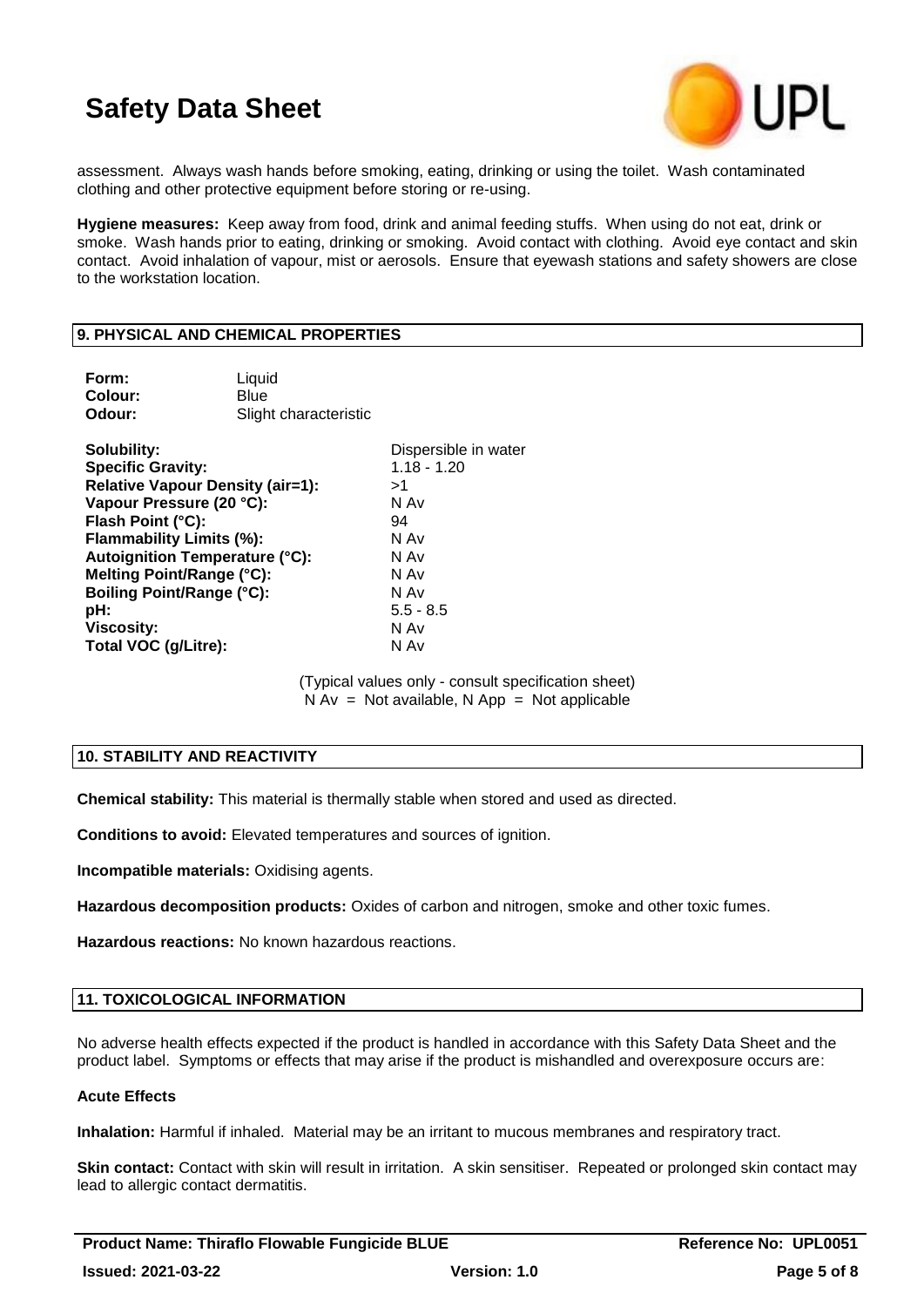assessment. Always wash hands before smoking, eating, drinking or using the toilet. Wash contaminated clothing and other protective equipment before storing or re-using.

**Hygiene measures:** Keep away from food, drink and animal feeding stuffs. When using do not eat, drink or smoke. Wash hands prior to eating, drinking or smoking. Avoid contact with clothing. Avoid eye contact and skin contact. Avoid inhalation of vapour, mist or aerosols. Ensure that eyewash stations and safety showers are close to the workstation location.

## 9. PHYSICAL AND CHEMICAL PROPERTIES

| | |
|---|---|
| **Form:** | Liquid |
| **Colour:** | Blue |
| **Odour:** | Slight characteristic |

| | |
|---|---|
| **Solubility:** | Dispersible in water |
| **Specific Gravity:** | 1.18 - 1.20 |
| **Relative Vapour Density (air=1):** | >1 |
| **Vapour Pressure (20 °C):** | N Av |
| **Flash Point (°C):** | 94 |
| **Flammability Limits (%):** | N Av |
| **Autoignition Temperature (°C):** | N Av |
| **Melting Point/Range (°C):** | N Av |
| **Boiling Point/Range (°C):** | N Av |
| **pH:** | 5.5 - 8.5 |
| **Viscosity:** | N Av |
| **Total VOC (g/Litre):** | N Av |

(Typical values only - consult specification sheet)
N Av = Not available, N App = Not applicable

## 10. STABILITY AND REACTIVITY

**Chemical stability:** This material is thermally stable when stored and used as directed.

**Conditions to avoid:** Elevated temperatures and sources of ignition.

**Incompatible materials:** Oxidising agents.

**Hazardous decomposition products:** Oxides of carbon and nitrogen, smoke and other toxic fumes.

**Hazardous reactions:** No known hazardous reactions.

## 11. TOXICOLOGICAL INFORMATION

No adverse health effects expected if the product is handled in accordance with this Safety Data Sheet and the product label. Symptoms or effects that may arise if the product is mishandled and overexposure occurs are:

### Acute Effects

**Inhalation:** Harmful if inhaled. Material may be an irritant to mucous membranes and respiratory tract.

**Skin contact:** Contact with skin will result in irritation. A skin sensitiser. Repeated or prolonged skin contact may lead to allergic contact dermatitis.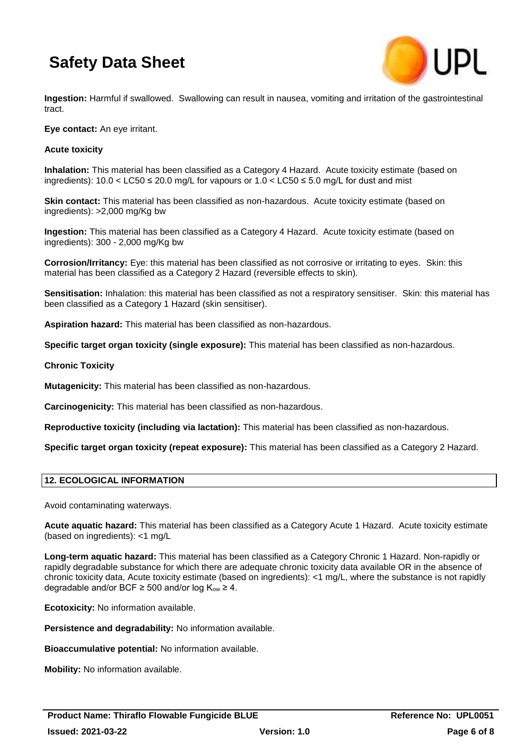**Ingestion:** Harmful if swallowed. Swallowing can result in nausea, vomiting and irritation of the gastrointestinal tract.

**Eye contact:** An eye irritant.

**Acute toxicity**

**Inhalation:** This material has been classified as a Category 4 Hazard. Acute toxicity estimate (based on ingredients): $10.0 < LC50 \leq 20.0$ mg/L for vapours or $1.0 < LC50 \leq 5.0$ mg/L for dust and mist

**Skin contact:** This material has been classified as non-hazardous. Acute toxicity estimate (based on ingredients): >2,000 mg/Kg bw

**Ingestion:** This material has been classified as a Category 4 Hazard. Acute toxicity estimate (based on ingredients): 300 - 2,000 mg/Kg bw

**Corrosion/Irritancy:** Eye: this material has been classified as not corrosive or irritating to eyes. Skin: this material has been classified as a Category 2 Hazard (reversible effects to skin).

**Sensitisation:** Inhalation: this material has been classified as not a respiratory sensitiser. Skin: this material has been classified as a Category 1 Hazard (skin sensitiser).

**Aspiration hazard:** This material has been classified as non-hazardous.

**Specific target organ toxicity (single exposure):** This material has been classified as non-hazardous.

**Chronic Toxicity**

**Mutagenicity:** This material has been classified as non-hazardous.

**Carcinogenicity:** This material has been classified as non-hazardous.

**Reproductive toxicity (including via lactation):** This material has been classified as non-hazardous.

**Specific target organ toxicity (repeat exposure):** This material has been classified as a Category 2 Hazard.

## 12. ECOLOGICAL INFORMATION

Avoid contaminating waterways.

**Acute aquatic hazard:** This material has been classified as a Category Acute 1 Hazard. Acute toxicity estimate (based on ingredients): <1 mg/L

**Long-term aquatic hazard:** This material has been classified as a Category Chronic 1 Hazard. Non-rapidly or rapidly degradable substance for which there are adequate chronic toxicity data available OR in the absence of chronic toxicity data, Acute toxicity estimate (based on ingredients): <1 mg/L, where the substance is not rapidly degradable and/or $BCF \geq 500$ and/or $\log K_{ow} \geq 4$.

**Ecotoxicity:** No information available.

**Persistence and degradability:** No information available.

**Bioaccumulative potential:** No information available.

**Mobility:** No information available.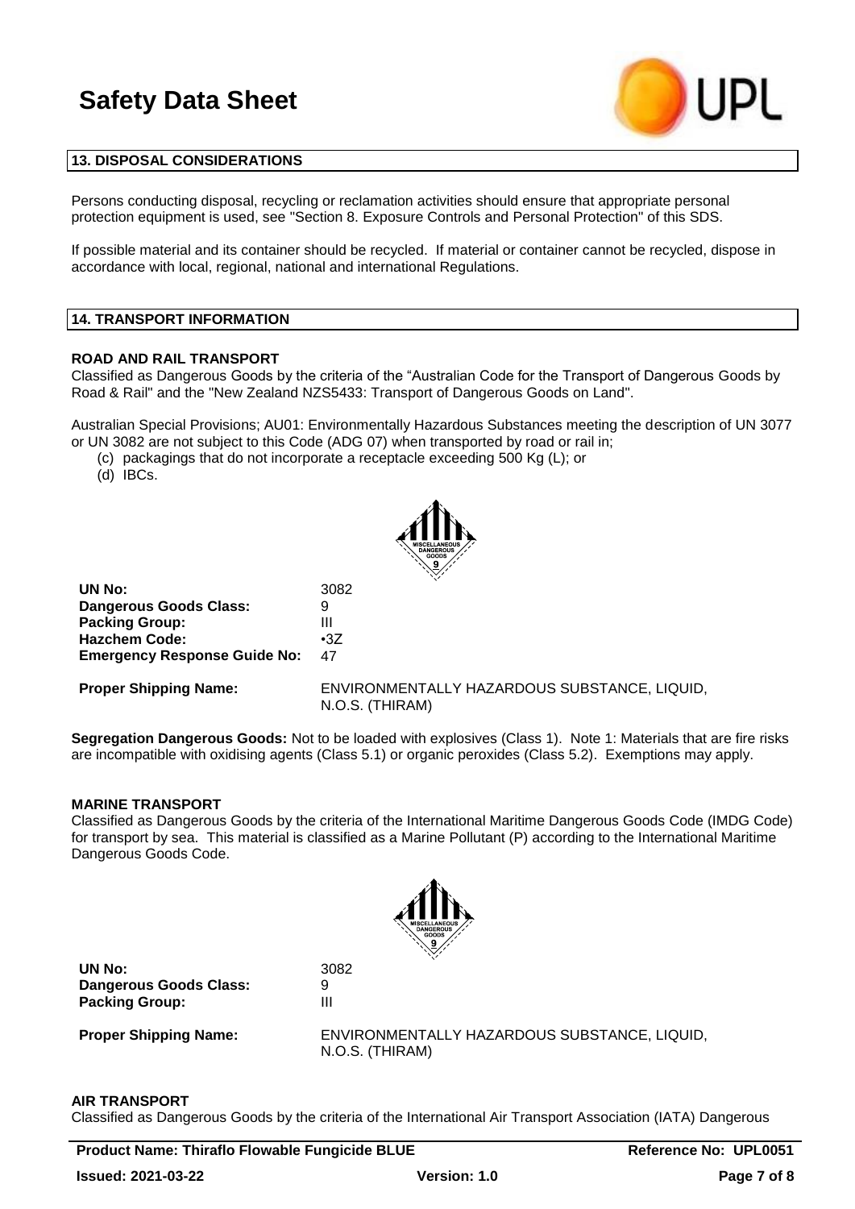## 13. DISPOSAL CONSIDERATIONS

Persons conducting disposal, recycling or reclamation activities should ensure that appropriate personal protection equipment is used, see "Section 8. Exposure Controls and Personal Protection" of this SDS.

If possible material and its container should be recycled. If material or container cannot be recycled, dispose in accordance with local, regional, national and international Regulations.

## 14. TRANSPORT INFORMATION

### ROAD AND RAIL TRANSPORT

Classified as Dangerous Goods by the criteria of the "Australian Code for the Transport of Dangerous Goods by Road & Rail" and the "New Zealand NZS5433: Transport of Dangerous Goods on Land".

Australian Special Provisions; AU01: Environmentally Hazardous Substances meeting the description of UN 3077 or UN 3082 are not subject to this Code (ADG 07) when transported by road or rail in;

(c) packagings that do not incorporate a receptacle exceeding 500 Kg (L); or
(d) IBCs.

| | |
|---|---|
| **UN No:** | 3082 |
| **Dangerous Goods Class:** | 9 |
| **Packing Group:** | III |
| **Hazchem Code:** | •3Z |
| **Emergency Response Guide No:** | 47 |
| **Proper Shipping Name:** | ENVIRONMENTALLY HAZARDOUS SUBSTANCE, LIQUID, N.O.S. (THIRAM) |

**Segregation Dangerous Goods:** Not to be loaded with explosives (Class 1). Note 1: Materials that are fire risks are incompatible with oxidising agents (Class 5.1) or organic peroxides (Class 5.2). Exemptions may apply.

### MARINE TRANSPORT

Classified as Dangerous Goods by the criteria of the International Maritime Dangerous Goods Code (IMDG Code) for transport by sea. This material is classified as a Marine Pollutant (P) according to the International Maritime Dangerous Goods Code.

| | |
|---|---|
| **UN No:** | 3082 |
| **Dangerous Goods Class:** | 9 |
| **Packing Group:** | III |
| **Proper Shipping Name:** | ENVIRONMENTALLY HAZARDOUS SUBSTANCE, LIQUID, N.O.S. (THIRAM) |

### AIR TRANSPORT

Classified as Dangerous Goods by the criteria of the International Air Transport Association (IATA) Dangerous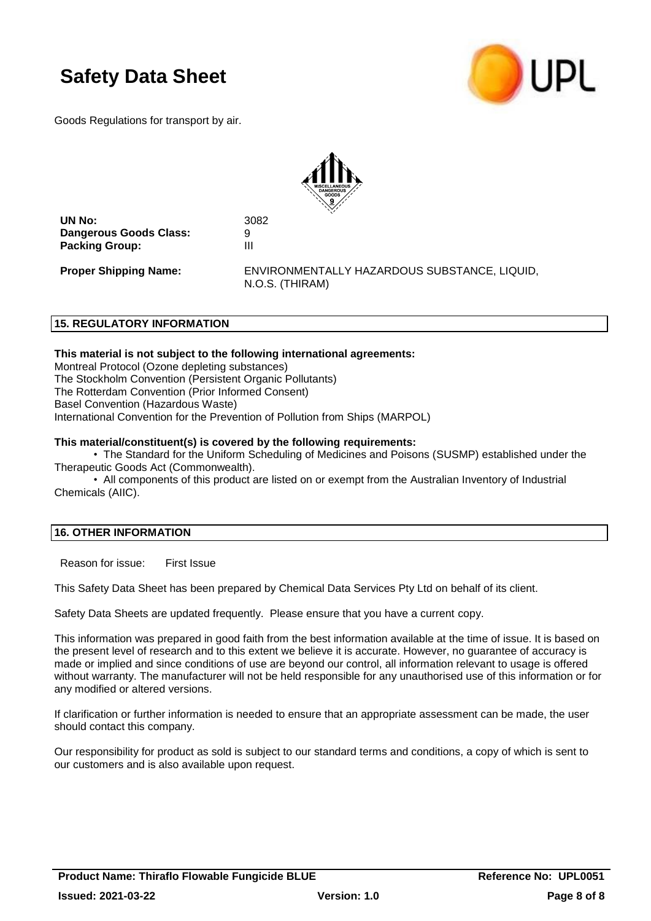Goods Regulations for transport by air.

**UN No:** 3082
**Dangerous Goods Class:** 9
**Packing Group:** III

**Proper Shipping Name:** ENVIRONMENTALLY HAZARDOUS SUBSTANCE, LIQUID, N.O.S. (THIRAM)

## 15. REGULATORY INFORMATION

**This material is not subject to the following international agreements:**

Montreal Protocol (Ozone depleting substances)
The Stockholm Convention (Persistent Organic Pollutants)
The Rotterdam Convention (Prior Informed Consent)
Basel Convention (Hazardous Waste)
International Convention for the Prevention of Pollution from Ships (MARPOL)

**This material/constituent(s) is covered by the following requirements:**

- The Standard for the Uniform Scheduling of Medicines and Poisons (SUSMP) established under the Therapeutic Goods Act (Commonwealth).
- All components of this product are listed on or exempt from the Australian Inventory of Industrial Chemicals (AIIC).

## 16. OTHER INFORMATION

Reason for issue: First Issue

This Safety Data Sheet has been prepared by Chemical Data Services Pty Ltd on behalf of its client.

Safety Data Sheets are updated frequently. Please ensure that you have a current copy.

This information was prepared in good faith from the best information available at the time of issue. It is based on the present level of research and to this extent we believe it is accurate. However, no guarantee of accuracy is made or implied and since conditions of use are beyond our control, all information relevant to usage is offered without warranty. The manufacturer will not be held responsible for any unauthorised use of this information or for any modified or altered versions.

If clarification or further information is needed to ensure that an appropriate assessment can be made, the user should contact this company.

Our responsibility for product as sold is subject to our standard terms and conditions, a copy of which is sent to our customers and is also available upon request.